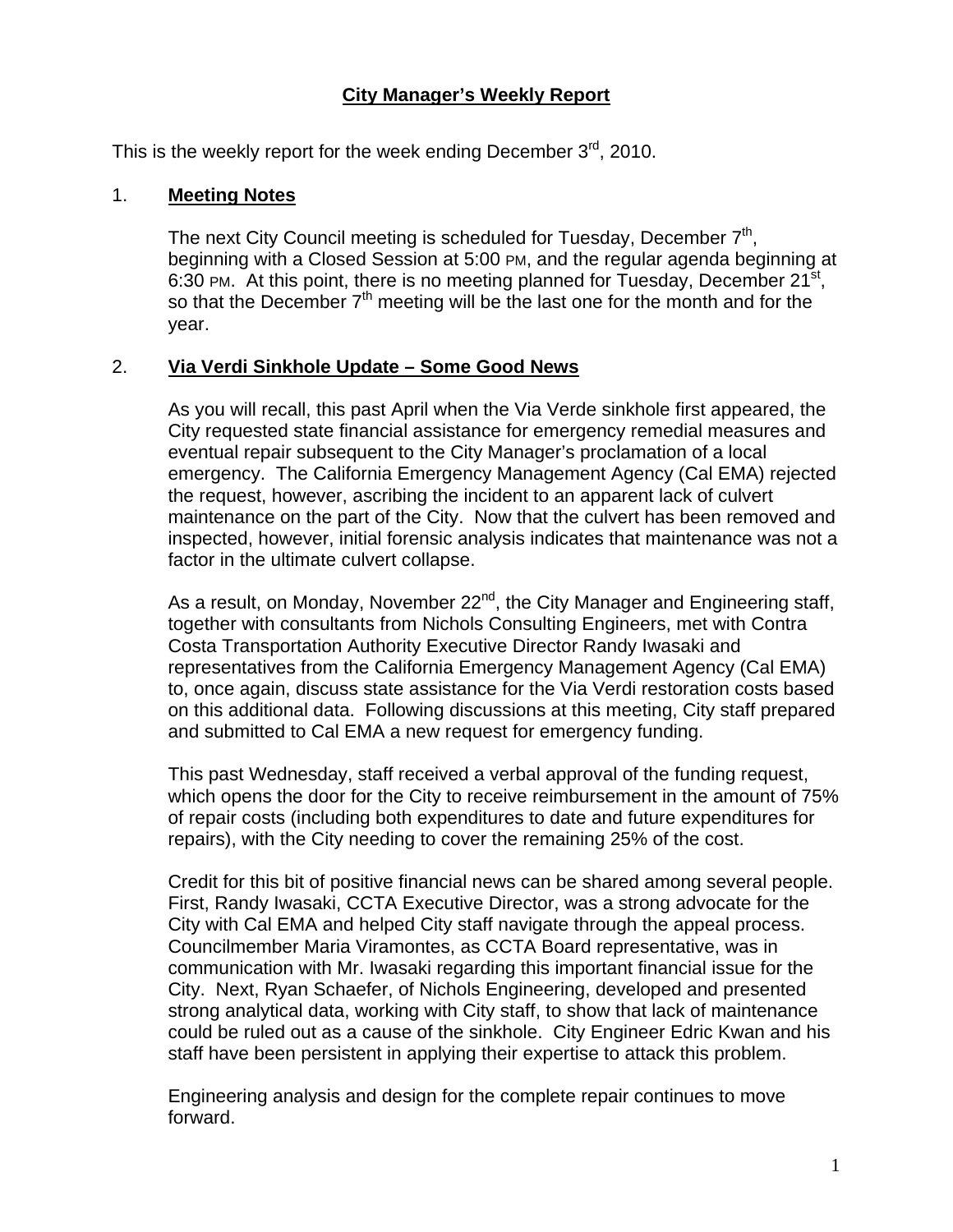# City Manager's Weekly Report

This is the weekly report for the week ending December 3rd, 2010.

## 1. Meeting Notes

The next City Council meeting is scheduled for Tuesday, December 7th, beginning with a Closed Session at 5:00 PM, and the regular agenda beginning at 6:30 PM. At this point, there is no meeting planned for Tuesday, December 21st, so that the December 7th meeting will be the last one for the month and for the year.

## 2. Via Verdi Sinkhole Update – Some Good News

As you will recall, this past April when the Via Verde sinkhole first appeared, the City requested state financial assistance for emergency remedial measures and eventual repair subsequent to the City Manager's proclamation of a local emergency. The California Emergency Management Agency (Cal EMA) rejected the request, however, ascribing the incident to an apparent lack of culvert maintenance on the part of the City. Now that the culvert has been removed and inspected, however, initial forensic analysis indicates that maintenance was not a factor in the ultimate culvert collapse.

As a result, on Monday, November 22nd, the City Manager and Engineering staff, together with consultants from Nichols Consulting Engineers, met with Contra Costa Transportation Authority Executive Director Randy Iwasaki and representatives from the California Emergency Management Agency (Cal EMA) to, once again, discuss state assistance for the Via Verdi restoration costs based on this additional data. Following discussions at this meeting, City staff prepared and submitted to Cal EMA a new request for emergency funding.

This past Wednesday, staff received a verbal approval of the funding request, which opens the door for the City to receive reimbursement in the amount of 75% of repair costs (including both expenditures to date and future expenditures for repairs), with the City needing to cover the remaining 25% of the cost.

Credit for this bit of positive financial news can be shared among several people. First, Randy Iwasaki, CCTA Executive Director, was a strong advocate for the City with Cal EMA and helped City staff navigate through the appeal process. Councilmember Maria Viramontes, as CCTA Board representative, was in communication with Mr. Iwasaki regarding this important financial issue for the City. Next, Ryan Schaefer, of Nichols Engineering, developed and presented strong analytical data, working with City staff, to show that lack of maintenance could be ruled out as a cause of the sinkhole. City Engineer Edric Kwan and his staff have been persistent in applying their expertise to attack this problem.

Engineering analysis and design for the complete repair continues to move forward.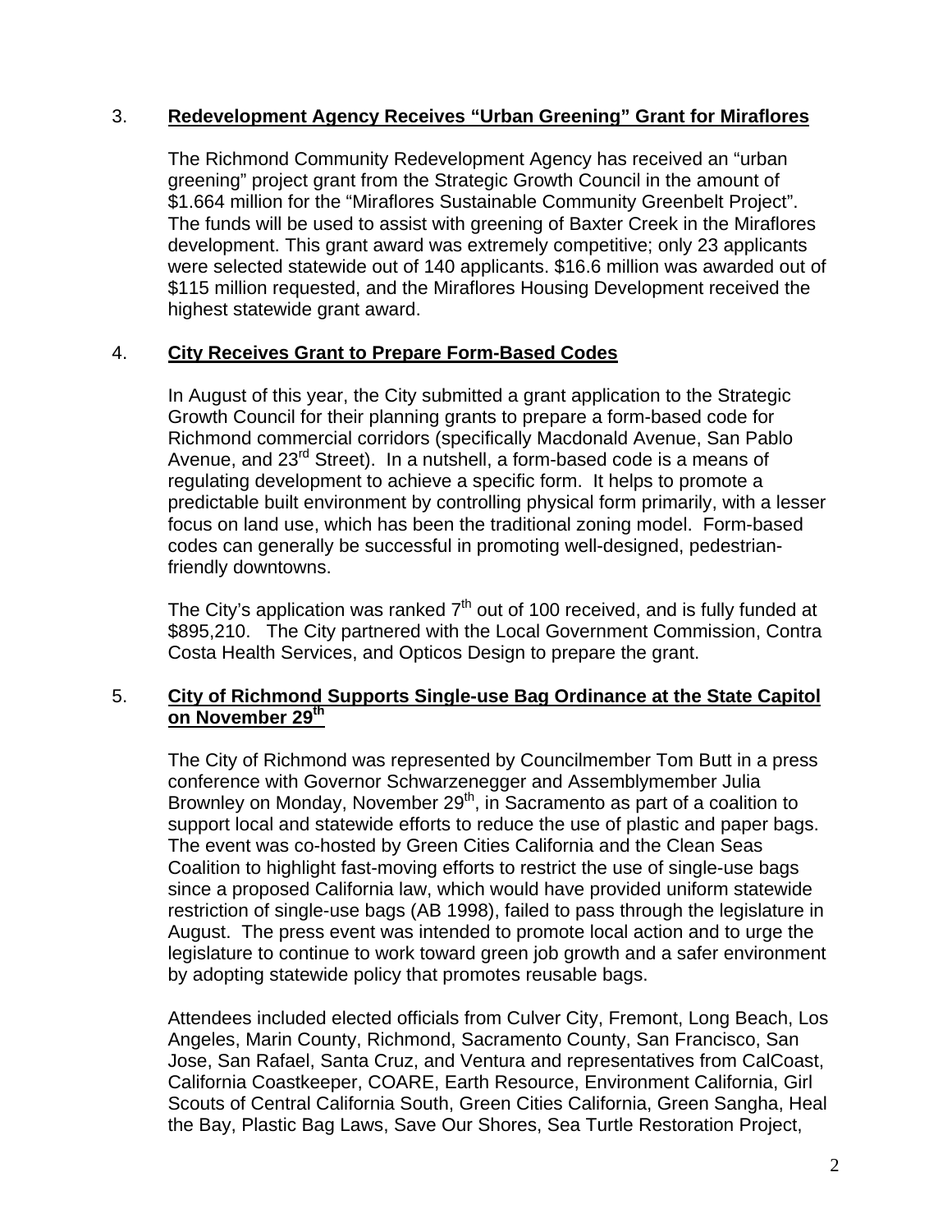3. **Redevelopment Agency Receives "Urban Greening" Grant for Miraflores**

   The Richmond Community Redevelopment Agency has received an "urban greening" project grant from the Strategic Growth Council in the amount of $1.664 million for the "Miraflores Sustainable Community Greenbelt Project". The funds will be used to assist with greening of Baxter Creek in the Miraflores development. This grant award was extremely competitive; only 23 applicants were selected statewide out of 140 applicants. $16.6 million was awarded out of $115 million requested, and the Miraflores Housing Development received the highest statewide grant award.

4. **City Receives Grant to Prepare Form-Based Codes**

   In August of this year, the City submitted a grant application to the Strategic Growth Council for their planning grants to prepare a form-based code for Richmond commercial corridors (specifically Macdonald Avenue, San Pablo Avenue, and 23rd Street). In a nutshell, a form-based code is a means of regulating development to achieve a specific form. It helps to promote a predictable built environment by controlling physical form primarily, with a lesser focus on land use, which has been the traditional zoning model. Form-based codes can generally be successful in promoting well-designed, pedestrian-friendly downtowns.

   The City's application was ranked 7th out of 100 received, and is fully funded at $895,210. The City partnered with the Local Government Commission, Contra Costa Health Services, and Opticos Design to prepare the grant.

5. **City of Richmond Supports Single-use Bag Ordinance at the State Capitol on November 29th**

   The City of Richmond was represented by Councilmember Tom Butt in a press conference with Governor Schwarzenegger and Assemblymember Julia Brownley on Monday, November 29th, in Sacramento as part of a coalition to support local and statewide efforts to reduce the use of plastic and paper bags. The event was co-hosted by Green Cities California and the Clean Seas Coalition to highlight fast-moving efforts to restrict the use of single-use bags since a proposed California law, which would have provided uniform statewide restriction of single-use bags (AB 1998), failed to pass through the legislature in August. The press event was intended to promote local action and to urge the legislature to continue to work toward green job growth and a safer environment by adopting statewide policy that promotes reusable bags.

   Attendees included elected officials from Culver City, Fremont, Long Beach, Los Angeles, Marin County, Richmond, Sacramento County, San Francisco, San Jose, San Rafael, Santa Cruz, and Ventura and representatives from CalCoast, California Coastkeeper, COARE, Earth Resource, Environment California, Girl Scouts of Central California South, Green Cities California, Green Sangha, Heal the Bay, Plastic Bag Laws, Save Our Shores, Sea Turtle Restoration Project,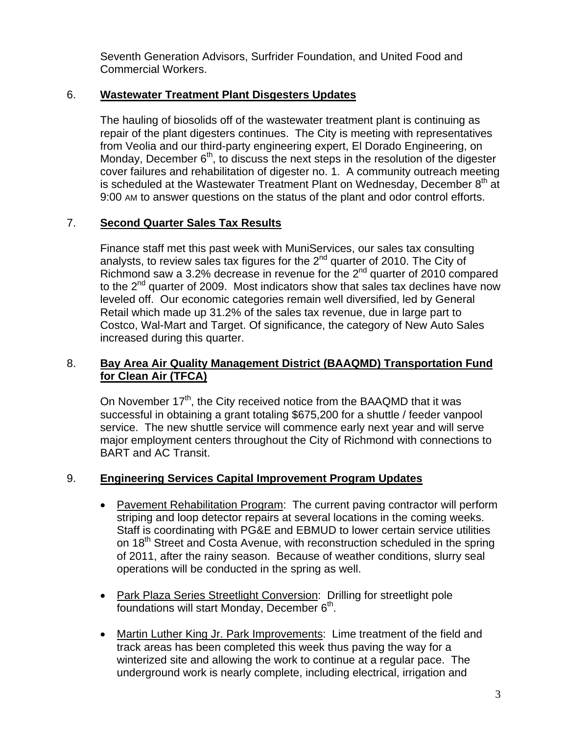Seventh Generation Advisors, Surfrider Foundation, and United Food and Commercial Workers.

6. **Wastewater Treatment Plant Disgesters Updates**

The hauling of biosolids off of the wastewater treatment plant is continuing as repair of the plant digesters continues. The City is meeting with representatives from Veolia and our third-party engineering expert, El Dorado Engineering, on Monday, December 6th, to discuss the next steps in the resolution of the digester cover failures and rehabilitation of digester no. 1. A community outreach meeting is scheduled at the Wastewater Treatment Plant on Wednesday, December 8th at 9:00 AM to answer questions on the status of the plant and odor control efforts.

7. **Second Quarter Sales Tax Results**

Finance staff met this past week with MuniServices, our sales tax consulting analysts, to review sales tax figures for the 2nd quarter of 2010. The City of Richmond saw a 3.2% decrease in revenue for the 2nd quarter of 2010 compared to the 2nd quarter of 2009. Most indicators show that sales tax declines have now leveled off. Our economic categories remain well diversified, led by General Retail which made up 31.2% of the sales tax revenue, due in large part to Costco, Wal-Mart and Target. Of significance, the category of New Auto Sales increased during this quarter.

8. **Bay Area Air Quality Management District (BAAQMD) Transportation Fund for Clean Air (TFCA)**

On November 17th, the City received notice from the BAAQMD that it was successful in obtaining a grant totaling $675,200 for a shuttle / feeder vanpool service. The new shuttle service will commence early next year and will serve major employment centers throughout the City of Richmond with connections to BART and AC Transit.

9. **Engineering Services Capital Improvement Program Updates**

- Pavement Rehabilitation Program: The current paving contractor will perform striping and loop detector repairs at several locations in the coming weeks. Staff is coordinating with PG&E and EBMUD to lower certain service utilities on 18th Street and Costa Avenue, with reconstruction scheduled in the spring of 2011, after the rainy season. Because of weather conditions, slurry seal operations will be conducted in the spring as well.

- Park Plaza Series Streetlight Conversion: Drilling for streetlight pole foundations will start Monday, December 6th.

- Martin Luther King Jr. Park Improvements: Lime treatment of the field and track areas has been completed this week thus paving the way for a winterized site and allowing the work to continue at a regular pace. The underground work is nearly complete, including electrical, irrigation and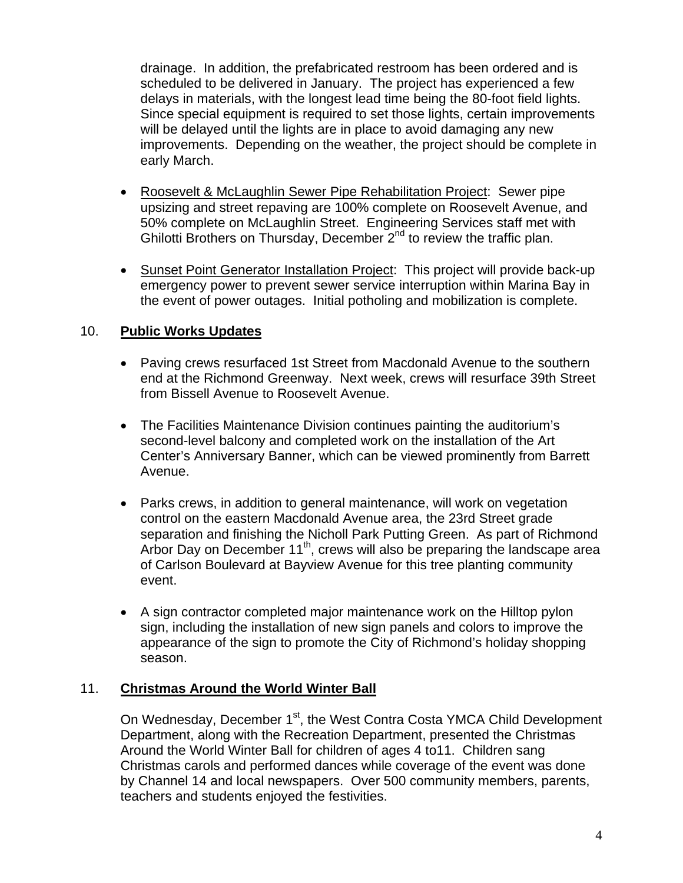drainage. In addition, the prefabricated restroom has been ordered and is scheduled to be delivered in January. The project has experienced a few delays in materials, with the longest lead time being the 80-foot field lights. Since special equipment is required to set those lights, certain improvements will be delayed until the lights are in place to avoid damaging any new improvements. Depending on the weather, the project should be complete in early March.

- Roosevelt & McLaughlin Sewer Pipe Rehabilitation Project: Sewer pipe upsizing and street repaving are 100% complete on Roosevelt Avenue, and 50% complete on McLaughlin Street. Engineering Services staff met with Ghilotti Brothers on Thursday, December 2nd to review the traffic plan.

- Sunset Point Generator Installation Project: This project will provide back-up emergency power to prevent sewer service interruption within Marina Bay in the event of power outages. Initial potholing and mobilization is complete.

## 10. **Public Works Updates**

- Paving crews resurfaced 1st Street from Macdonald Avenue to the southern end at the Richmond Greenway. Next week, crews will resurface 39th Street from Bissell Avenue to Roosevelt Avenue.

- The Facilities Maintenance Division continues painting the auditorium's second-level balcony and completed work on the installation of the Art Center's Anniversary Banner, which can be viewed prominently from Barrett Avenue.

- Parks crews, in addition to general maintenance, will work on vegetation control on the eastern Macdonald Avenue area, the 23rd Street grade separation and finishing the Nicholl Park Putting Green. As part of Richmond Arbor Day on December 11th, crews will also be preparing the landscape area of Carlson Boulevard at Bayview Avenue for this tree planting community event.

- A sign contractor completed major maintenance work on the Hilltop pylon sign, including the installation of new sign panels and colors to improve the appearance of the sign to promote the City of Richmond's holiday shopping season.

## 11. **Christmas Around the World Winter Ball**

On Wednesday, December 1st, the West Contra Costa YMCA Child Development Department, along with the Recreation Department, presented the Christmas Around the World Winter Ball for children of ages 4 to11. Children sang Christmas carols and performed dances while coverage of the event was done by Channel 14 and local newspapers. Over 500 community members, parents, teachers and students enjoyed the festivities.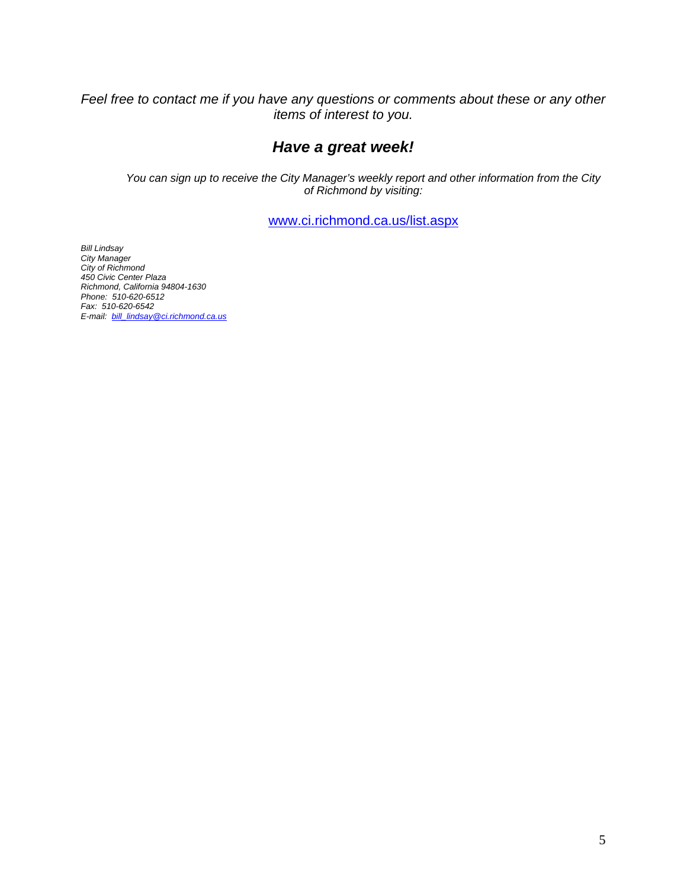*Feel free to contact me if you have any questions or comments about these or any other items of interest to you.*

***Have a great week!***

*You can sign up to receive the City Manager's weekly report and other information from the City of Richmond by visiting:*

www.ci.richmond.ca.us/list.aspx

*Bill Lindsay*
*City Manager*
*City of Richmond*
*450 Civic Center Plaza*
*Richmond, California 94804-1630*
*Phone: 510-620-6512*
*Fax: 510-620-6542*
*E-mail: bill_lindsay@ci.richmond.ca.us*